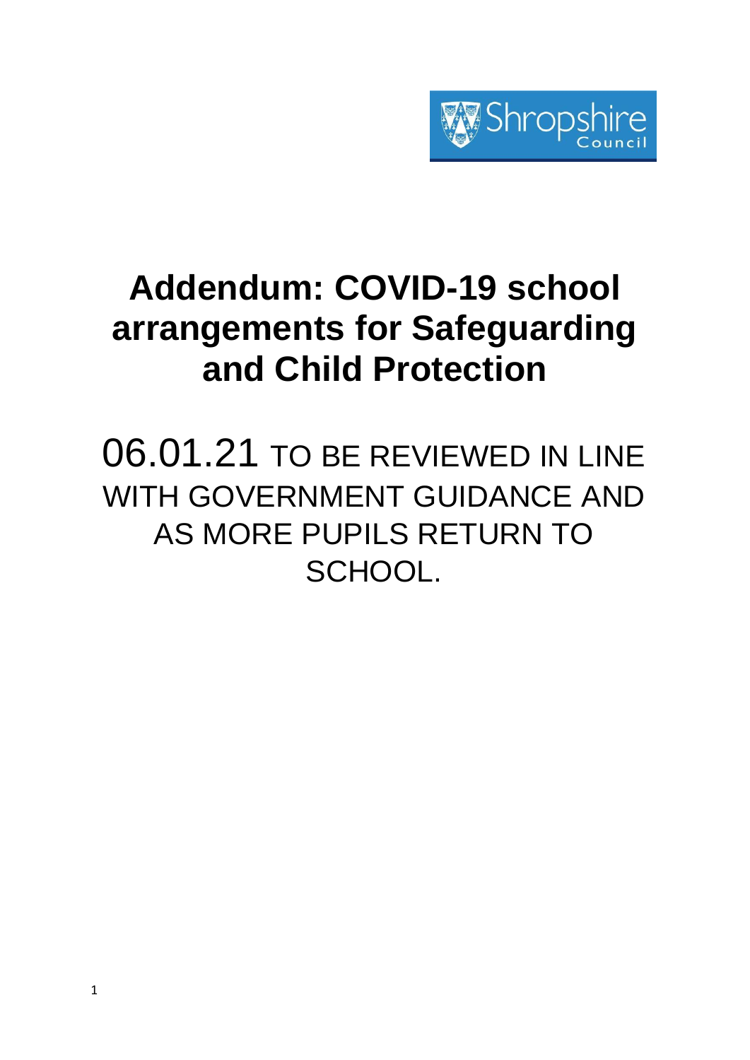# Addendum: COVID-19 school arrangements for Safeguarding and Child Protection

06.01.21 TO BE REVIEWED IN LINE WITH GOVERNMENT GUIDANCE AND AS MORE PUPILS RETURN TO SCHOOL.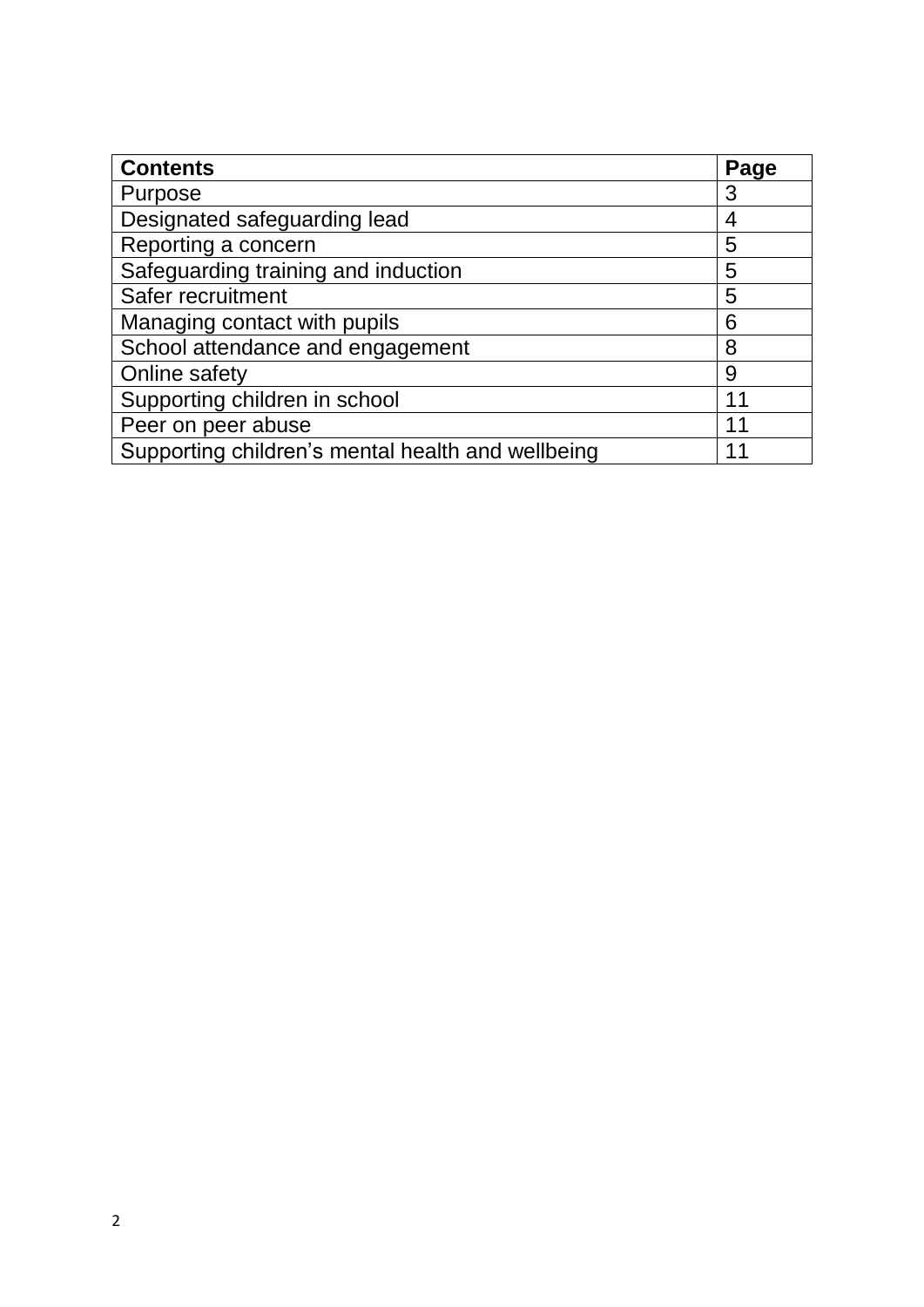| Contents | Page |
| --- | --- |
| Purpose | 3 |
| Designated safeguarding lead | 4 |
| Reporting a concern | 5 |
| Safeguarding training and induction | 5 |
| Safer recruitment | 5 |
| Managing contact with pupils | 6 |
| School attendance and engagement | 8 |
| Online safety | 9 |
| Supporting children in school | 11 |
| Peer on peer abuse | 11 |
| Supporting children's mental health and wellbeing | 11 |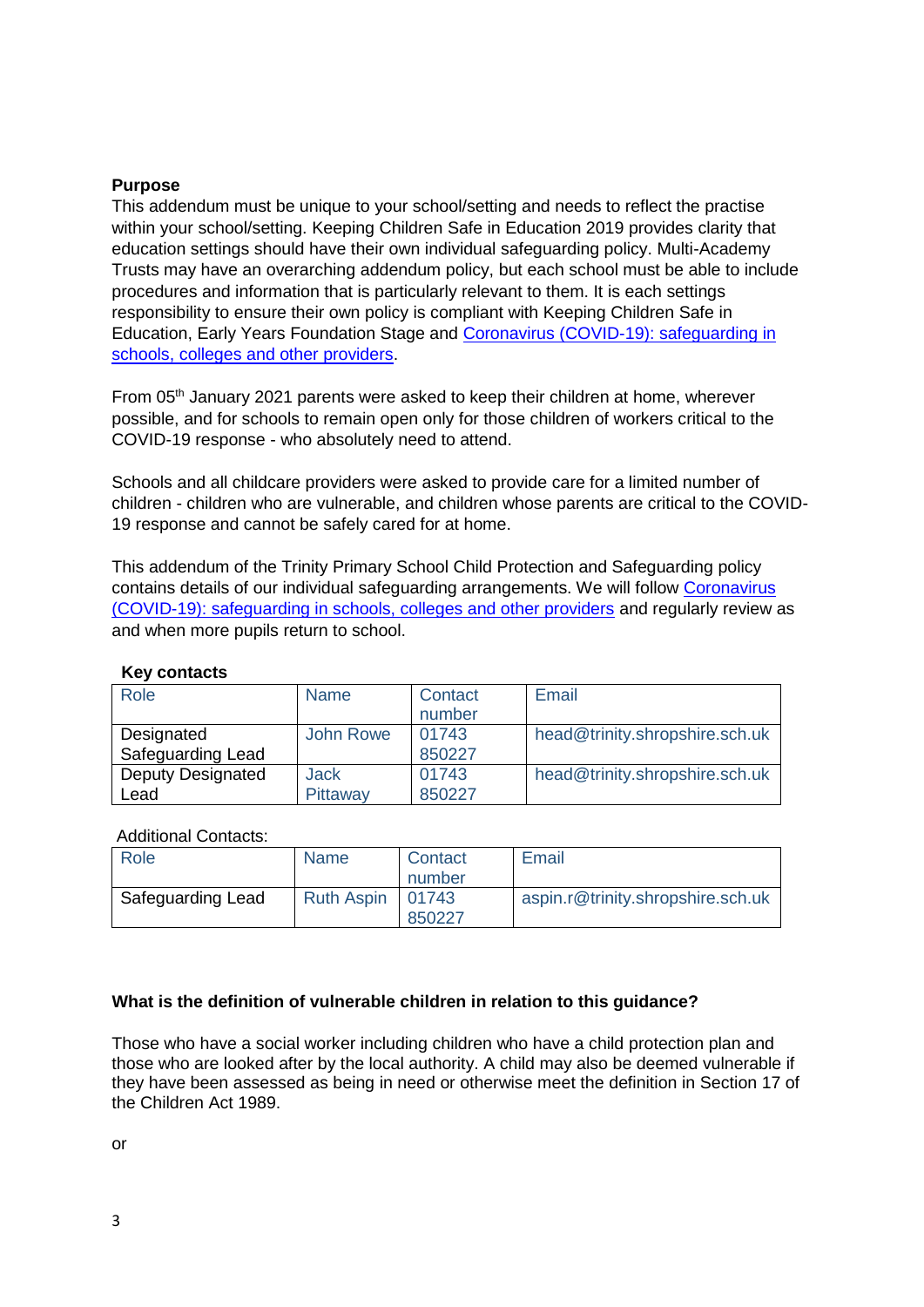**Purpose**

This addendum must be unique to your school/setting and needs to reflect the practise within your school/setting. Keeping Children Safe in Education 2019 provides clarity that education settings should have their own individual safeguarding policy. Multi-Academy Trusts may have an overarching addendum policy, but each school must be able to include procedures and information that is particularly relevant to them. It is each settings responsibility to ensure their own policy is compliant with Keeping Children Safe in Education, Early Years Foundation Stage and [Coronavirus (COVID-19): safeguarding in schools, colleges and other providers](#).

From 05th January 2021 parents were asked to keep their children at home, wherever possible, and for schools to remain open only for those children of workers critical to the COVID-19 response - who absolutely need to attend.

Schools and all childcare providers were asked to provide care for a limited number of children - children who are vulnerable, and children whose parents are critical to the COVID-19 response and cannot be safely cared for at home.

This addendum of the Trinity Primary School Child Protection and Safeguarding policy contains details of our individual safeguarding arrangements. We will follow [Coronavirus (COVID-19): safeguarding in schools, colleges and other providers](#) and regularly review as and when more pupils return to school.

**Key contacts**

| Role | Name | Contact number | Email |
|---|---|---|---|
| Designated Safeguarding Lead | John Rowe | 01743 850227 | head@trinity.shropshire.sch.uk |
| Deputy Designated Lead | Jack Pittaway | 01743 850227 | head@trinity.shropshire.sch.uk |

Additional Contacts:

| Role | Name | Contact number | Email |
|---|---|---|---|
| Safeguarding Lead | Ruth Aspin | 01743 850227 | aspin.r@trinity.shropshire.sch.uk |

**What is the definition of vulnerable children in relation to this guidance?**

Those who have a social worker including children who have a child protection plan and those who are looked after by the local authority. A child may also be deemed vulnerable if they have been assessed as being in need or otherwise meet the definition in Section 17 of the Children Act 1989.

or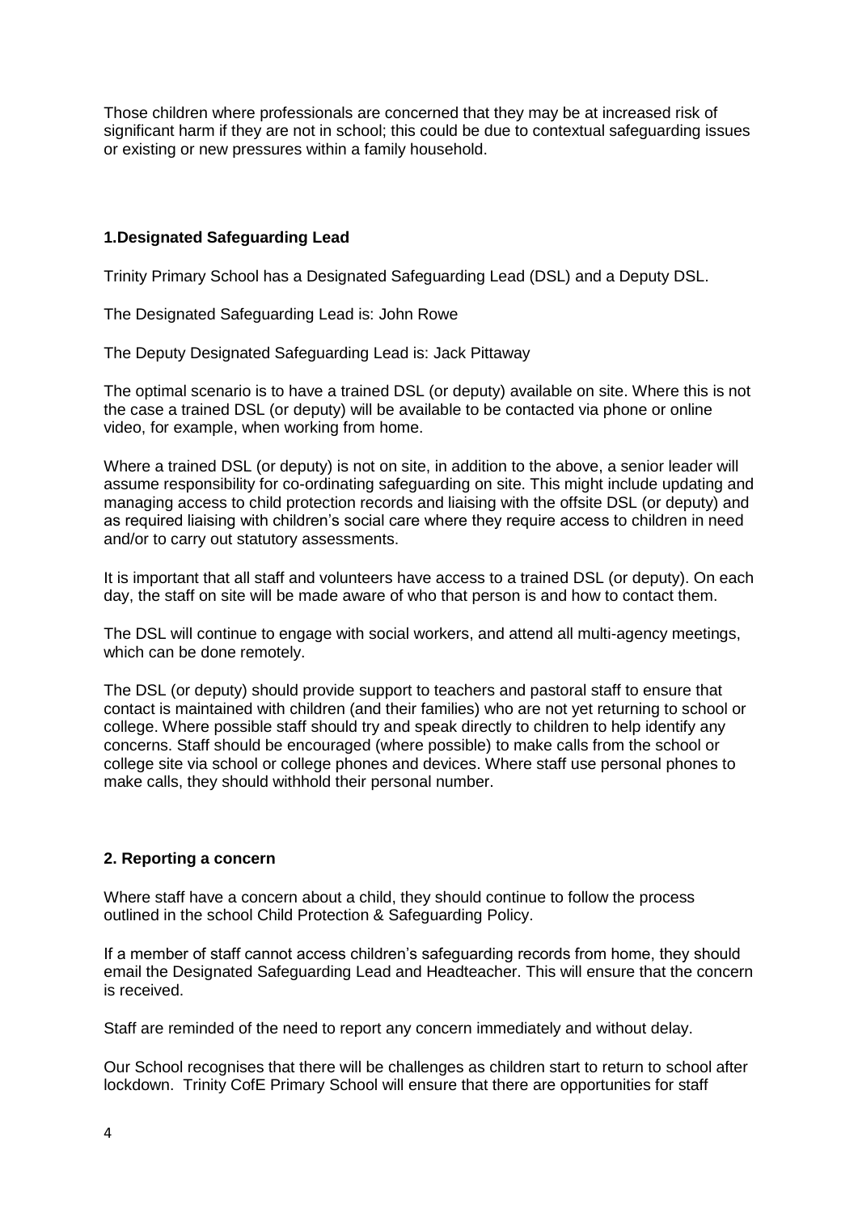Those children where professionals are concerned that they may be at increased risk of significant harm if they are not in school; this could be due to contextual safeguarding issues or existing or new pressures within a family household.

## 1.Designated Safeguarding Lead

Trinity Primary School has a Designated Safeguarding Lead (DSL) and a Deputy DSL.

The Designated Safeguarding Lead is: John Rowe

The Deputy Designated Safeguarding Lead is: Jack Pittaway

The optimal scenario is to have a trained DSL (or deputy) available on site. Where this is not the case a trained DSL (or deputy) will be available to be contacted via phone or online video, for example, when working from home.

Where a trained DSL (or deputy) is not on site, in addition to the above, a senior leader will assume responsibility for co-ordinating safeguarding on site. This might include updating and managing access to child protection records and liaising with the offsite DSL (or deputy) and as required liaising with children's social care where they require access to children in need and/or to carry out statutory assessments.

It is important that all staff and volunteers have access to a trained DSL (or deputy). On each day, the staff on site will be made aware of who that person is and how to contact them.

The DSL will continue to engage with social workers, and attend all multi-agency meetings, which can be done remotely.

The DSL (or deputy) should provide support to teachers and pastoral staff to ensure that contact is maintained with children (and their families) who are not yet returning to school or college. Where possible staff should try and speak directly to children to help identify any concerns. Staff should be encouraged (where possible) to make calls from the school or college site via school or college phones and devices. Where staff use personal phones to make calls, they should withhold their personal number.

## 2. Reporting a concern

Where staff have a concern about a child, they should continue to follow the process outlined in the school Child Protection & Safeguarding Policy.

If a member of staff cannot access children's safeguarding records from home, they should email the Designated Safeguarding Lead and Headteacher. This will ensure that the concern is received.

Staff are reminded of the need to report any concern immediately and without delay.

Our School recognises that there will be challenges as children start to return to school after lockdown. Trinity CofE Primary School will ensure that there are opportunities for staff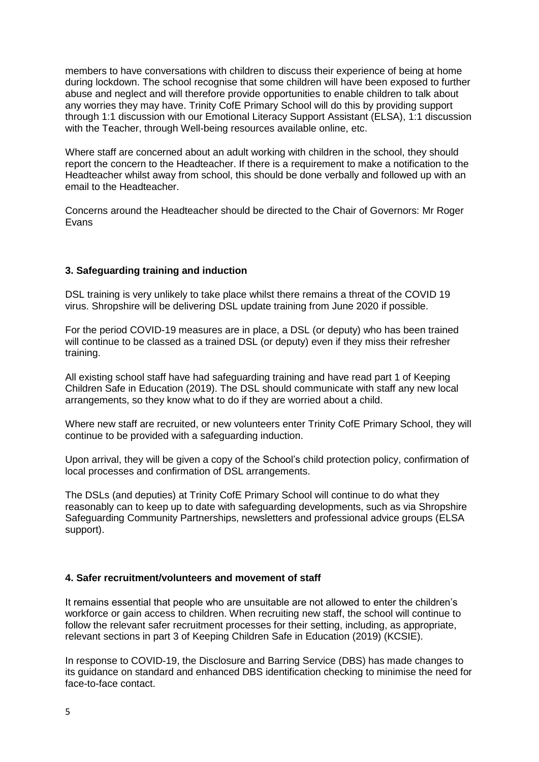members to have conversations with children to discuss their experience of being at home during lockdown. The school recognise that some children will have been exposed to further abuse and neglect and will therefore provide opportunities to enable children to talk about any worries they may have. Trinity CofE Primary School will do this by providing support through 1:1 discussion with our Emotional Literacy Support Assistant (ELSA), 1:1 discussion with the Teacher, through Well-being resources available online, etc.

Where staff are concerned about an adult working with children in the school, they should report the concern to the Headteacher. If there is a requirement to make a notification to the Headteacher whilst away from school, this should be done verbally and followed up with an email to the Headteacher.

Concerns around the Headteacher should be directed to the Chair of Governors: Mr Roger Evans

### 3. Safeguarding training and induction

DSL training is very unlikely to take place whilst there remains a threat of the COVID 19 virus. Shropshire will be delivering DSL update training from June 2020 if possible.

For the period COVID-19 measures are in place, a DSL (or deputy) who has been trained will continue to be classed as a trained DSL (or deputy) even if they miss their refresher training.

All existing school staff have had safeguarding training and have read part 1 of Keeping Children Safe in Education (2019). The DSL should communicate with staff any new local arrangements, so they know what to do if they are worried about a child.

Where new staff are recruited, or new volunteers enter Trinity CofE Primary School, they will continue to be provided with a safeguarding induction.

Upon arrival, they will be given a copy of the School's child protection policy, confirmation of local processes and confirmation of DSL arrangements.

The DSLs (and deputies) at Trinity CofE Primary School will continue to do what they reasonably can to keep up to date with safeguarding developments, such as via Shropshire Safeguarding Community Partnerships, newsletters and professional advice groups (ELSA support).

### 4. Safer recruitment/volunteers and movement of staff

It remains essential that people who are unsuitable are not allowed to enter the children's workforce or gain access to children. When recruiting new staff, the school will continue to follow the relevant safer recruitment processes for their setting, including, as appropriate, relevant sections in part 3 of Keeping Children Safe in Education (2019) (KCSIE).

In response to COVID-19, the Disclosure and Barring Service (DBS) has made changes to its guidance on standard and enhanced DBS identification checking to minimise the need for face-to-face contact.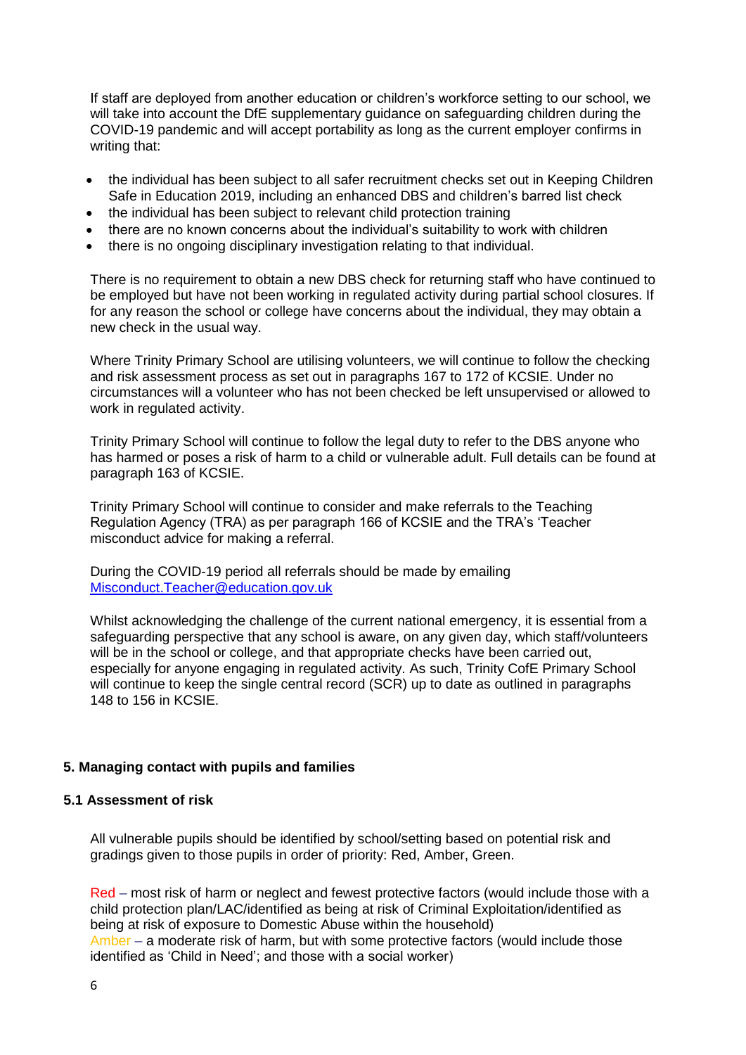If staff are deployed from another education or children's workforce setting to our school, we will take into account the DfE supplementary guidance on safeguarding children during the COVID-19 pandemic and will accept portability as long as the current employer confirms in writing that:

- the individual has been subject to all safer recruitment checks set out in Keeping Children Safe in Education 2019, including an enhanced DBS and children's barred list check
- the individual has been subject to relevant child protection training
- there are no known concerns about the individual's suitability to work with children
- there is no ongoing disciplinary investigation relating to that individual.

There is no requirement to obtain a new DBS check for returning staff who have continued to be employed but have not been working in regulated activity during partial school closures. If for any reason the school or college have concerns about the individual, they may obtain a new check in the usual way.

Where Trinity Primary School are utilising volunteers, we will continue to follow the checking and risk assessment process as set out in paragraphs 167 to 172 of KCSIE. Under no circumstances will a volunteer who has not been checked be left unsupervised or allowed to work in regulated activity.

Trinity Primary School will continue to follow the legal duty to refer to the DBS anyone who has harmed or poses a risk of harm to a child or vulnerable adult. Full details can be found at paragraph 163 of KCSIE.

Trinity Primary School will continue to consider and make referrals to the Teaching Regulation Agency (TRA) as per paragraph 166 of KCSIE and the TRA's 'Teacher misconduct advice for making a referral.

During the COVID-19 period all referrals should be made by emailing [Misconduct.Teacher@education.gov.uk](mailto:Misconduct.Teacher@education.gov.uk)

Whilst acknowledging the challenge of the current national emergency, it is essential from a safeguarding perspective that any school is aware, on any given day, which staff/volunteers will be in the school or college, and that appropriate checks have been carried out, especially for anyone engaging in regulated activity. As such, Trinity CofE Primary School will continue to keep the single central record (SCR) up to date as outlined in paragraphs 148 to 156 in KCSIE.

## 5. Managing contact with pupils and families

### 5.1 Assessment of risk

All vulnerable pupils should be identified by school/setting based on potential risk and gradings given to those pupils in order of priority: Red, Amber, Green.

Red – most risk of harm or neglect and fewest protective factors (would include those with a child protection plan/LAC/identified as being at risk of Criminal Exploitation/identified as being at risk of exposure to Domestic Abuse within the household)
Amber – a moderate risk of harm, but with some protective factors (would include those identified as 'Child in Need'; and those with a social worker)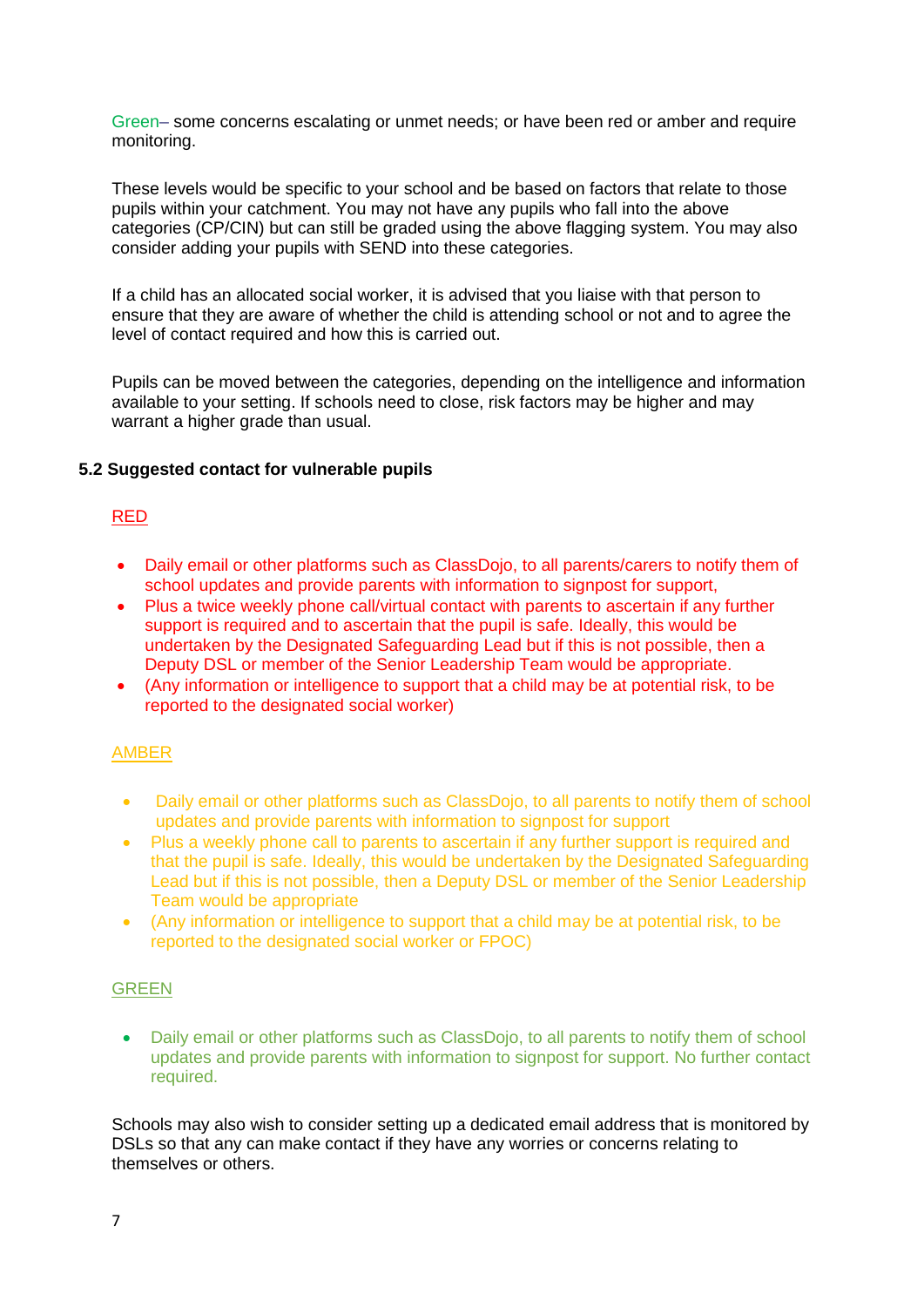Green– some concerns escalating or unmet needs; or have been red or amber and require monitoring.

These levels would be specific to your school and be based on factors that relate to those pupils within your catchment. You may not have any pupils who fall into the above categories (CP/CIN) but can still be graded using the above flagging system. You may also consider adding your pupils with SEND into these categories.

If a child has an allocated social worker, it is advised that you liaise with that person to ensure that they are aware of whether the child is attending school or not and to agree the level of contact required and how this is carried out.

Pupils can be moved between the categories, depending on the intelligence and information available to your setting. If schools need to close, risk factors may be higher and may warrant a higher grade than usual.

### 5.2 Suggested contact for vulnerable pupils

RED

- Daily email or other platforms such as ClassDojo, to all parents/carers to notify them of school updates and provide parents with information to signpost for support,
- Plus a twice weekly phone call/virtual contact with parents to ascertain if any further support is required and to ascertain that the pupil is safe. Ideally, this would be undertaken by the Designated Safeguarding Lead but if this is not possible, then a Deputy DSL or member of the Senior Leadership Team would be appropriate.
- (Any information or intelligence to support that a child may be at potential risk, to be reported to the designated social worker)

AMBER

- Daily email or other platforms such as ClassDojo, to all parents to notify them of school updates and provide parents with information to signpost for support
- Plus a weekly phone call to parents to ascertain if any further support is required and that the pupil is safe. Ideally, this would be undertaken by the Designated Safeguarding Lead but if this is not possible, then a Deputy DSL or member of the Senior Leadership Team would be appropriate
- (Any information or intelligence to support that a child may be at potential risk, to be reported to the designated social worker or FPOC)

GREEN

- Daily email or other platforms such as ClassDojo, to all parents to notify them of school updates and provide parents with information to signpost for support. No further contact required.

Schools may also wish to consider setting up a dedicated email address that is monitored by DSLs so that any can make contact if they have any worries or concerns relating to themselves or others.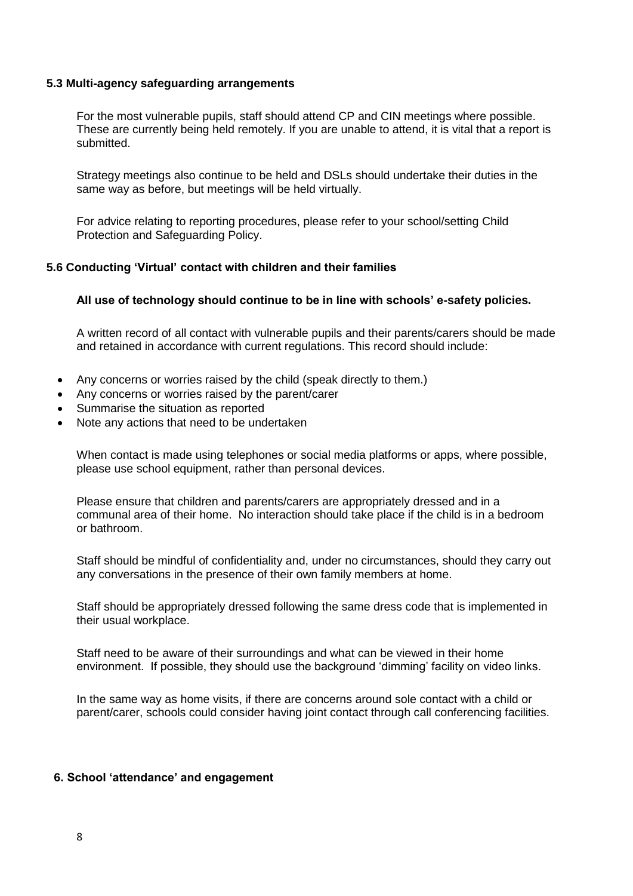### 5.3 Multi-agency safeguarding arrangements

For the most vulnerable pupils, staff should attend CP and CIN meetings where possible. These are currently being held remotely. If you are unable to attend, it is vital that a report is submitted.

Strategy meetings also continue to be held and DSLs should undertake their duties in the same way as before, but meetings will be held virtually.

For advice relating to reporting procedures, please refer to your school/setting Child Protection and Safeguarding Policy.

### 5.6 Conducting 'Virtual' contact with children and their families

**All use of technology should continue to be in line with schools' e-safety policies.**

A written record of all contact with vulnerable pupils and their parents/carers should be made and retained in accordance with current regulations. This record should include:

- Any concerns or worries raised by the child (speak directly to them.)
- Any concerns or worries raised by the parent/carer
- Summarise the situation as reported
- Note any actions that need to be undertaken

When contact is made using telephones or social media platforms or apps, where possible, please use school equipment, rather than personal devices.

Please ensure that children and parents/carers are appropriately dressed and in a communal area of their home. No interaction should take place if the child is in a bedroom or bathroom.

Staff should be mindful of confidentiality and, under no circumstances, should they carry out any conversations in the presence of their own family members at home.

Staff should be appropriately dressed following the same dress code that is implemented in their usual workplace.

Staff need to be aware of their surroundings and what can be viewed in their home environment. If possible, they should use the background 'dimming' facility on video links.

In the same way as home visits, if there are concerns around sole contact with a child or parent/carer, schools could consider having joint contact through call conferencing facilities.

## 6. School 'attendance' and engagement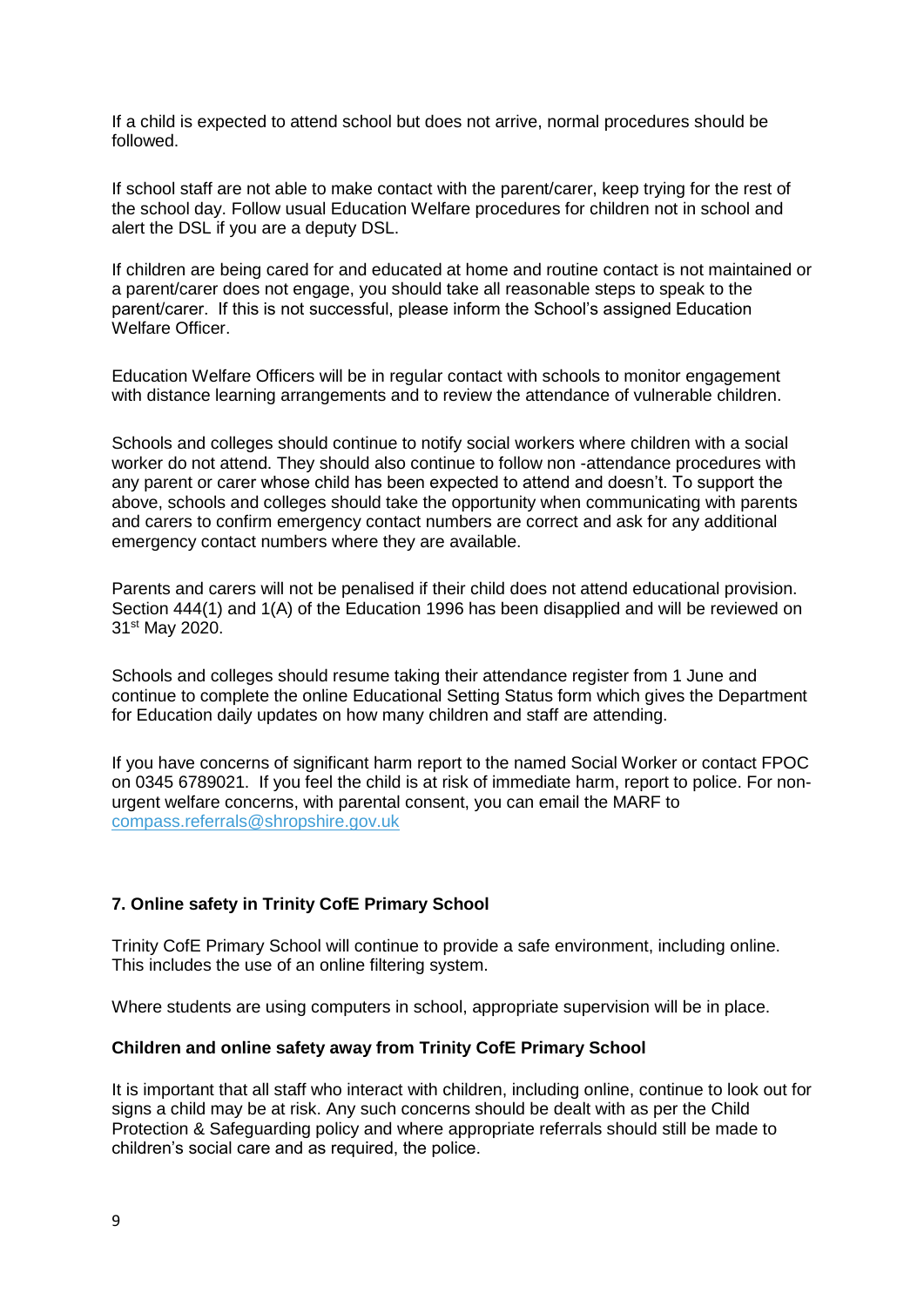If a child is expected to attend school but does not arrive, normal procedures should be followed.

If school staff are not able to make contact with the parent/carer, keep trying for the rest of the school day. Follow usual Education Welfare procedures for children not in school and alert the DSL if you are a deputy DSL.

If children are being cared for and educated at home and routine contact is not maintained or a parent/carer does not engage, you should take all reasonable steps to speak to the parent/carer. If this is not successful, please inform the School's assigned Education Welfare Officer.

Education Welfare Officers will be in regular contact with schools to monitor engagement with distance learning arrangements and to review the attendance of vulnerable children.

Schools and colleges should continue to notify social workers where children with a social worker do not attend. They should also continue to follow non -attendance procedures with any parent or carer whose child has been expected to attend and doesn't. To support the above, schools and colleges should take the opportunity when communicating with parents and carers to confirm emergency contact numbers are correct and ask for any additional emergency contact numbers where they are available.

Parents and carers will not be penalised if their child does not attend educational provision. Section 444(1) and 1(A) of the Education 1996 has been disapplied and will be reviewed on 31st May 2020.

Schools and colleges should resume taking their attendance register from 1 June and continue to complete the online Educational Setting Status form which gives the Department for Education daily updates on how many children and staff are attending.

If you have concerns of significant harm report to the named Social Worker or contact FPOC on 0345 6789021. If you feel the child is at risk of immediate harm, report to police. For non-urgent welfare concerns, with parental consent, you can email the MARF to compass.referrals@shropshire.gov.uk

## 7. Online safety in Trinity CofE Primary School

Trinity CofE Primary School will continue to provide a safe environment, including online. This includes the use of an online filtering system.

Where students are using computers in school, appropriate supervision will be in place.

### Children and online safety away from Trinity CofE Primary School

It is important that all staff who interact with children, including online, continue to look out for signs a child may be at risk. Any such concerns should be dealt with as per the Child Protection & Safeguarding policy and where appropriate referrals should still be made to children's social care and as required, the police.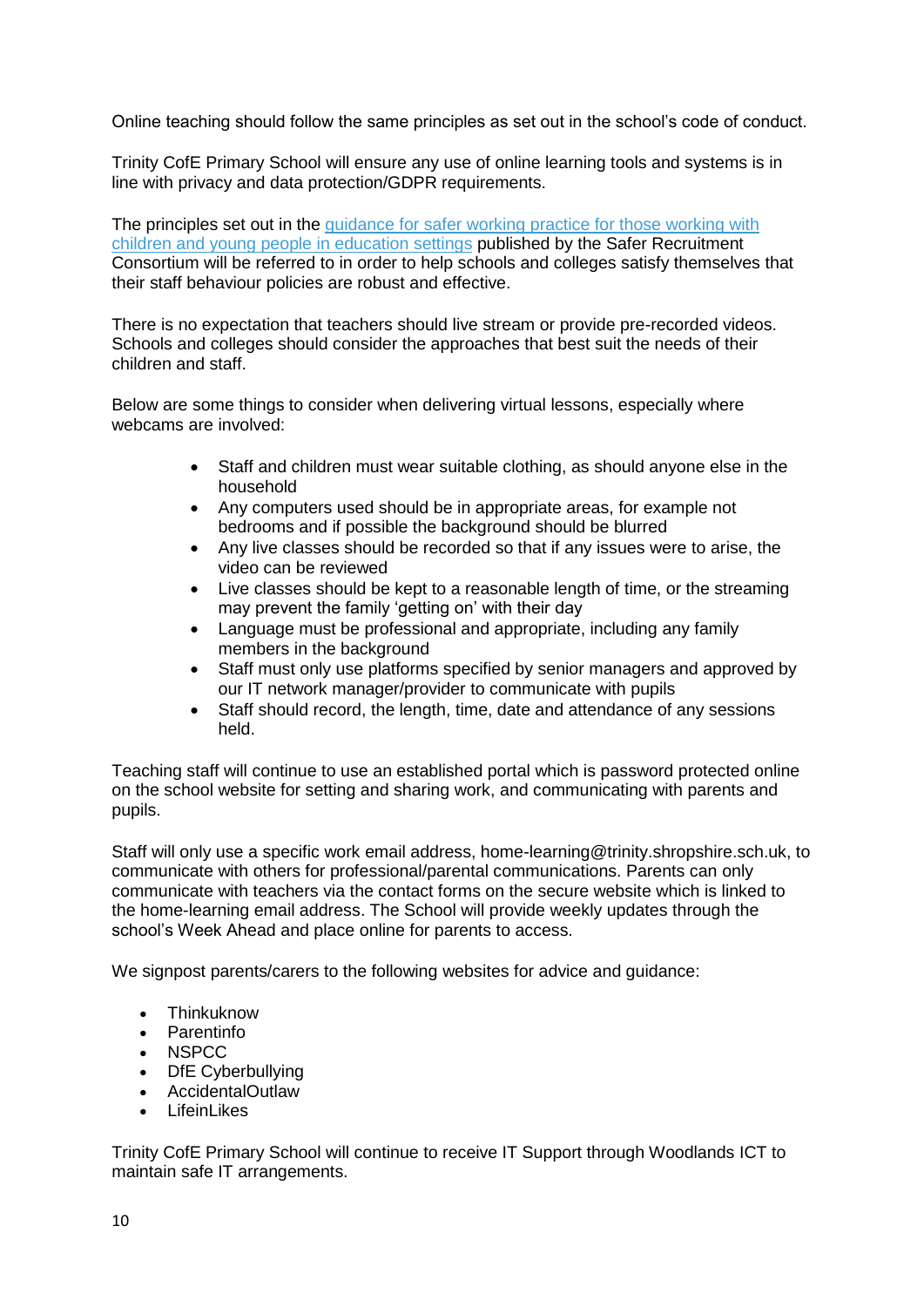Online teaching should follow the same principles as set out in the school's code of conduct.

Trinity CofE Primary School will ensure any use of online learning tools and systems is in line with privacy and data protection/GDPR requirements.

The principles set out in the guidance for safer working practice for those working with children and young people in education settings published by the Safer Recruitment Consortium will be referred to in order to help schools and colleges satisfy themselves that their staff behaviour policies are robust and effective.

There is no expectation that teachers should live stream or provide pre-recorded videos. Schools and colleges should consider the approaches that best suit the needs of their children and staff.

Below are some things to consider when delivering virtual lessons, especially where webcams are involved:

- Staff and children must wear suitable clothing, as should anyone else in the household
- Any computers used should be in appropriate areas, for example not bedrooms and if possible the background should be blurred
- Any live classes should be recorded so that if any issues were to arise, the video can be reviewed
- Live classes should be kept to a reasonable length of time, or the streaming may prevent the family 'getting on' with their day
- Language must be professional and appropriate, including any family members in the background
- Staff must only use platforms specified by senior managers and approved by our IT network manager/provider to communicate with pupils
- Staff should record, the length, time, date and attendance of any sessions held.

Teaching staff will continue to use an established portal which is password protected online on the school website for setting and sharing work, and communicating with parents and pupils.

Staff will only use a specific work email address, home-learning@trinity.shropshire.sch.uk, to communicate with others for professional/parental communications. Parents can only communicate with teachers via the contact forms on the secure website which is linked to the home-learning email address. The School will provide weekly updates through the school's Week Ahead and place online for parents to access.

We signpost parents/carers to the following websites for advice and guidance:

- Thinkuknow
- Parentinfo
- NSPCC
- DfE Cyberbullying
- AccidentalOutlaw
- LifeinLikes

Trinity CofE Primary School will continue to receive IT Support through Woodlands ICT to maintain safe IT arrangements.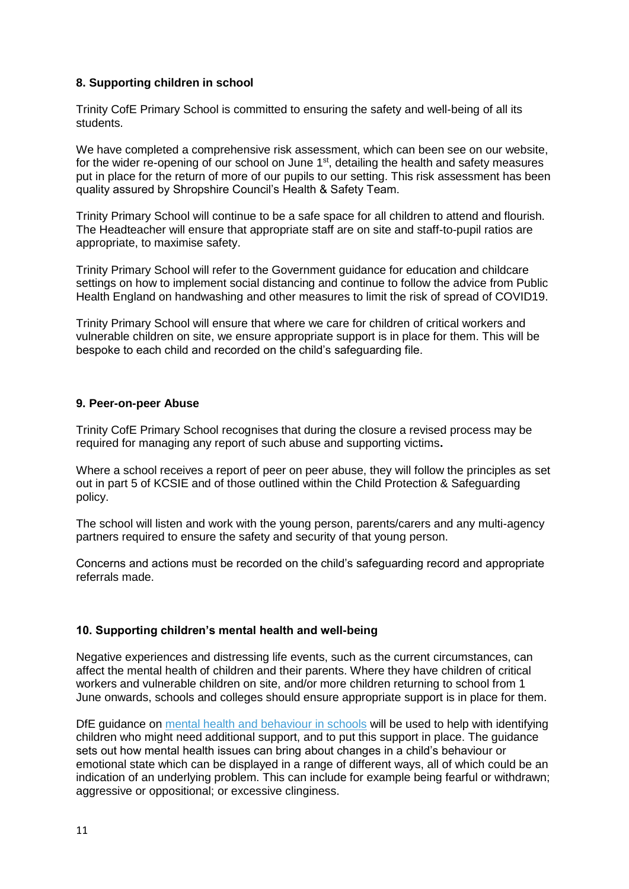### 8. Supporting children in school

Trinity CofE Primary School is committed to ensuring the safety and well-being of all its students.

We have completed a comprehensive risk assessment, which can been see on our website, for the wider re-opening of our school on June 1st, detailing the health and safety measures put in place for the return of more of our pupils to our setting. This risk assessment has been quality assured by Shropshire Council's Health & Safety Team.

Trinity Primary School will continue to be a safe space for all children to attend and flourish. The Headteacher will ensure that appropriate staff are on site and staff-to-pupil ratios are appropriate, to maximise safety.

Trinity Primary School will refer to the Government guidance for education and childcare settings on how to implement social distancing and continue to follow the advice from Public Health England on handwashing and other measures to limit the risk of spread of COVID19.

Trinity Primary School will ensure that where we care for children of critical workers and vulnerable children on site, we ensure appropriate support is in place for them. This will be bespoke to each child and recorded on the child's safeguarding file.

### 9. Peer-on-peer Abuse

Trinity CofE Primary School recognises that during the closure a revised process may be required for managing any report of such abuse and supporting victims**.**

Where a school receives a report of peer on peer abuse, they will follow the principles as set out in part 5 of KCSIE and of those outlined within the Child Protection & Safeguarding policy.

The school will listen and work with the young person, parents/carers and any multi-agency partners required to ensure the safety and security of that young person.

Concerns and actions must be recorded on the child's safeguarding record and appropriate referrals made.

### 10. Supporting children's mental health and well-being

Negative experiences and distressing life events, such as the current circumstances, can affect the mental health of children and their parents. Where they have children of critical workers and vulnerable children on site, and/or more children returning to school from 1 June onwards, schools and colleges should ensure appropriate support is in place for them.

DfE guidance on mental health and behaviour in schools will be used to help with identifying children who might need additional support, and to put this support in place. The guidance sets out how mental health issues can bring about changes in a child's behaviour or emotional state which can be displayed in a range of different ways, all of which could be an indication of an underlying problem. This can include for example being fearful or withdrawn; aggressive or oppositional; or excessive clinginess.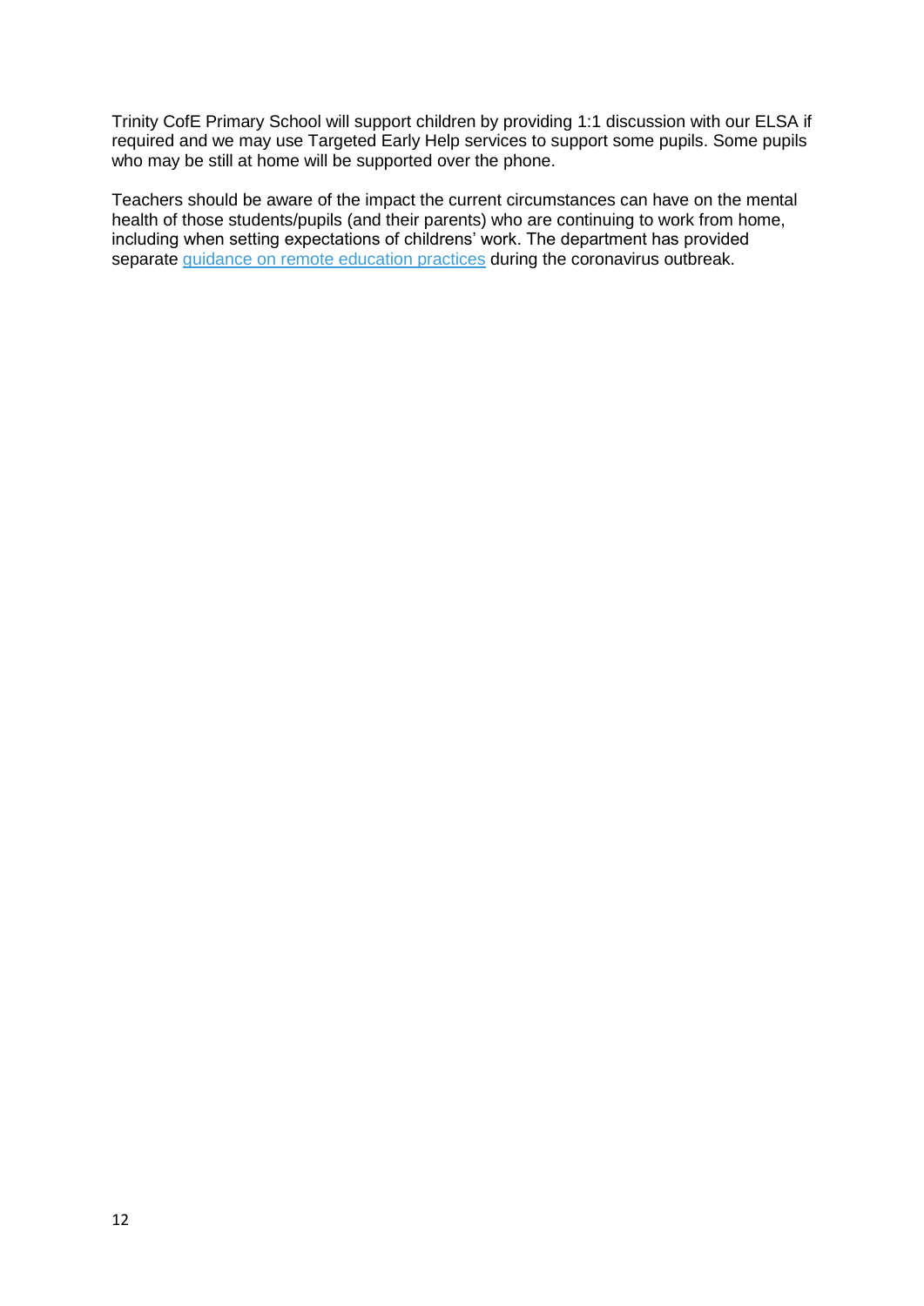Trinity CofE Primary School will support children by providing 1:1 discussion with our ELSA if required and we may use Targeted Early Help services to support some pupils. Some pupils who may be still at home will be supported over the phone.

Teachers should be aware of the impact the current circumstances can have on the mental health of those students/pupils (and their parents) who are continuing to work from home, including when setting expectations of childrens' work. The department has provided separate [guidance on remote education practices]() during the coronavirus outbreak.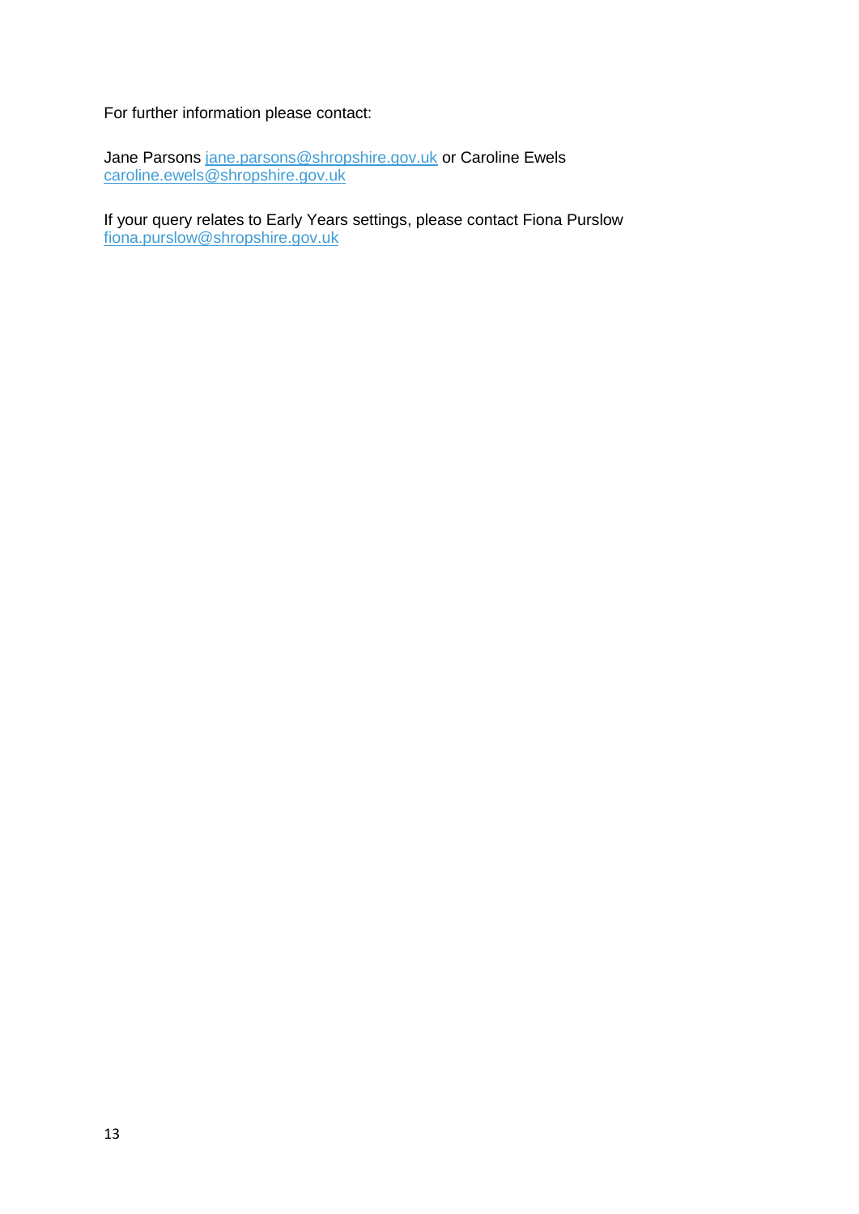For further information please contact:

Jane Parsons jane.parsons@shropshire.gov.uk or Caroline Ewels caroline.ewels@shropshire.gov.uk

If your query relates to Early Years settings, please contact Fiona Purslow fiona.purslow@shropshire.gov.uk